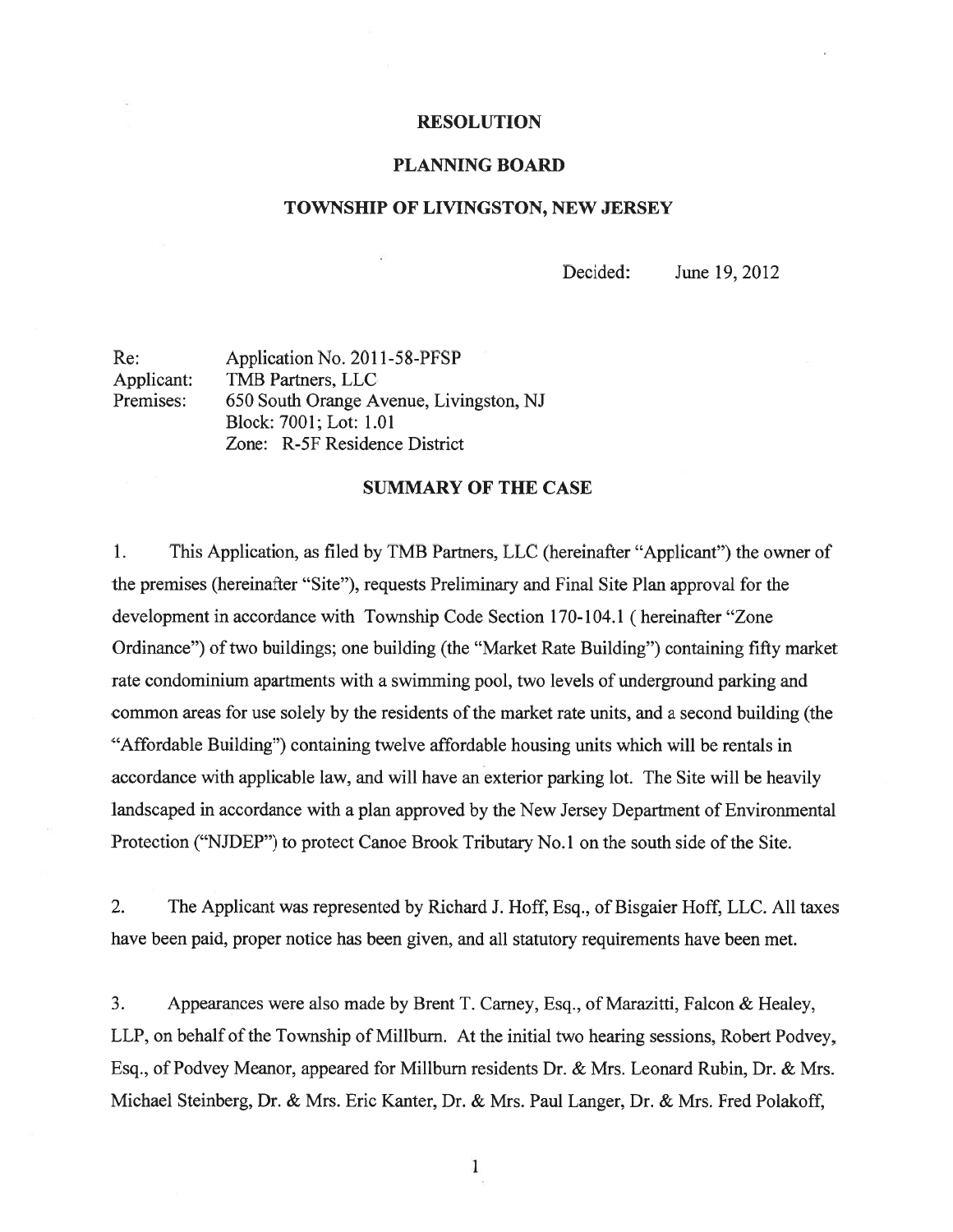# RESOLUTION

## PLANNING BOARD

## TOWNSHIP OF LIVINGSTON, NEW JERSEY

Decided: June 19, 2012

Re: Application No. 2011-58-PFSP
Applicant: TMB Partners, LLC
Premises: 650 South Orange Avenue, Livingston, NJ
Block: 7001; Lot: 1.01
Zone: R-5F Residence District

## SUMMARY OF THE CASE

1. This Application, as filed by TMB Partners, LLC (hereinafter "Applicant") the owner of the premises (hereinafter "Site"), requests Preliminary and Final Site Plan approval for the development in accordance with Township Code Section 170-104.1 ( hereinafter "Zone Ordinance") of two buildings; one building (the "Market Rate Building") containing fifty market rate condominium apartments with a swimming pool, two levels of underground parking and common areas for use solely by the residents of the market rate units, and a second building (the "Affordable Building") containing twelve affordable housing units which will be rentals in accordance with applicable law, and will have an exterior parking lot. The Site will be heavily landscaped in accordance with a plan approved by the New Jersey Department of Environmental Protection ("NJDEP") to protect Canoe Brook Tributary No.1 on the south side of the Site.

2. The Applicant was represented by Richard J. Hoff, Esq., of Bisgaier Hoff, LLC. All taxes have been paid, proper notice has been given, and all statutory requirements have been met.

3. Appearances were also made by Brent T. Carney, Esq., of Marazitti, Falcon & Healey, LLP, on behalf of the Township of Millburn. At the initial two hearing sessions, Robert Podvey, Esq., of Podvey Meanor, appeared for Millburn residents Dr. & Mrs. Leonard Rubin, Dr. & Mrs. Michael Steinberg, Dr. & Mrs. Eric Kanter, Dr. & Mrs. Paul Langer, Dr. & Mrs. Fred Polakoff,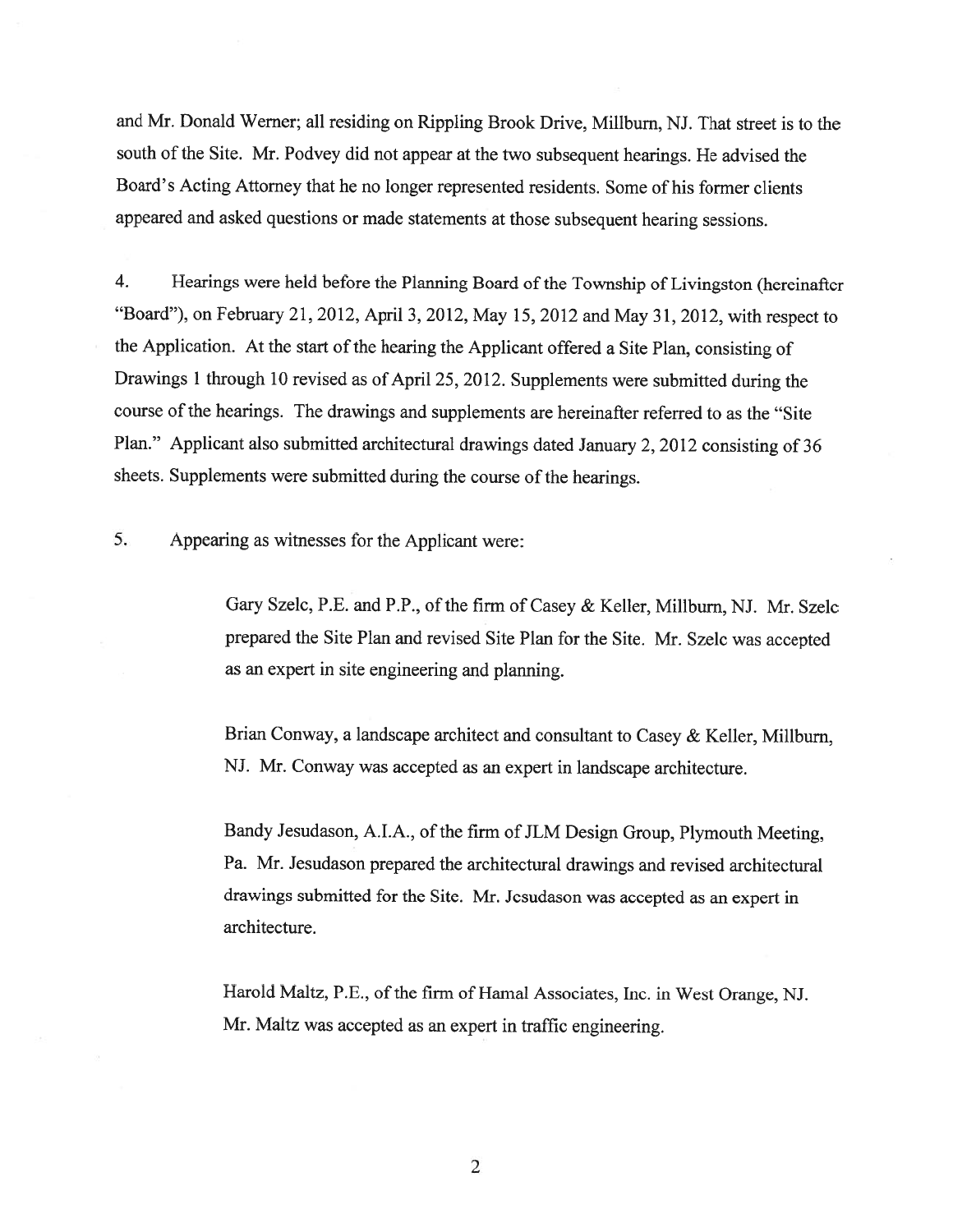and Mr. Donald Werner; all residing on Rippling Brook Drive, Millburn, NJ. That street is to the south of the Site. Mr. Podvey did not appear at the two subsequent hearings. He advised the Board's Acting Attorney that he no longer represented residents. Some of his former clients appeared and asked questions or made statements at those subsequent hearing sessions.

4. Hearings were held before the Planning Board of the Township of Livingston (hereinafter "Board"), on February 21, 2012, April 3, 2012, May 15, 2012 and May 31, 2012, with respect to the Application. At the start of the hearing the Applicant offered a Site Plan, consisting of Drawings 1 through 10 revised as of April 25, 2012. Supplements were submitted during the course of the hearings. The drawings and supplements are hereinafter referred to as the "Site Plan." Applicant also submitted architectural drawings dated January 2, 2012 consisting of 36 sheets. Supplements were submitted during the course of the hearings.

5. Appearing as witnesses for the Applicant were:

> Gary Szelc, P.E. and P.P., of the firm of Casey & Keller, Millburn, NJ. Mr. Szelc prepared the Site Plan and revised Site Plan for the Site. Mr. Szelc was accepted as an expert in site engineering and planning.
>
> Brian Conway, a landscape architect and consultant to Casey & Keller, Millburn, NJ. Mr. Conway was accepted as an expert in landscape architecture.
>
> Bandy Jesudason, A.I.A., of the firm of JLM Design Group, Plymouth Meeting, Pa. Mr. Jesudason prepared the architectural drawings and revised architectural drawings submitted for the Site. Mr. Jesudason was accepted as an expert in architecture.
>
> Harold Maltz, P.E., of the firm of Hamal Associates, Inc. in West Orange, NJ. Mr. Maltz was accepted as an expert in traffic engineering.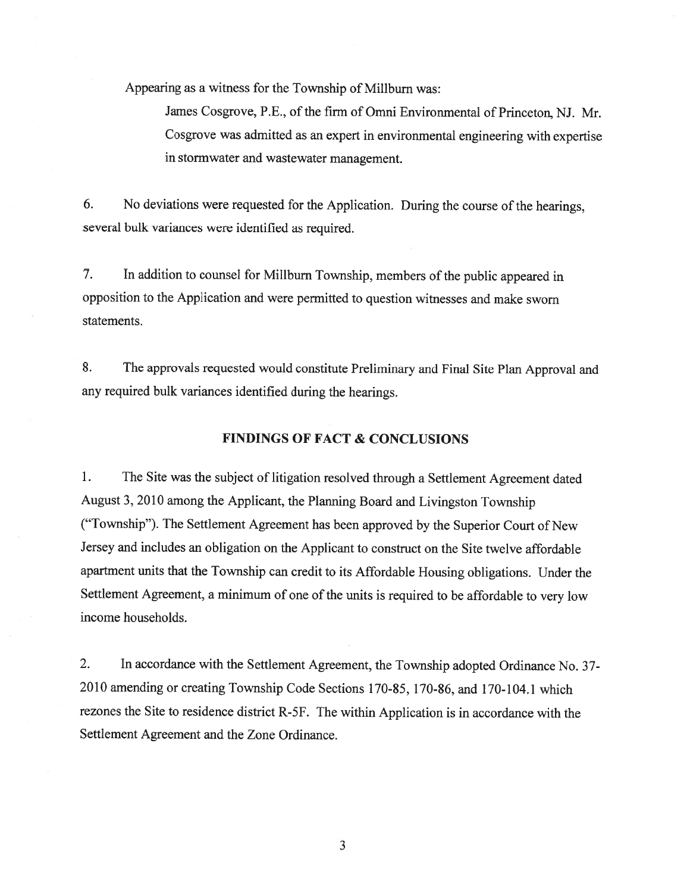Appearing as a witness for the Township of Millburn was:

> James Cosgrove, P.E., of the firm of Omni Environmental of Princeton, NJ. Mr. Cosgrove was admitted as an expert in environmental engineering with expertise in stormwater and wastewater management.

6. No deviations were requested for the Application. During the course of the hearings, several bulk variances were identified as required.

7. In addition to counsel for Millburn Township, members of the public appeared in opposition to the Application and were permitted to question witnesses and make sworn statements.

8. The approvals requested would constitute Preliminary and Final Site Plan Approval and any required bulk variances identified during the hearings.

## FINDINGS OF FACT & CONCLUSIONS

1. The Site was the subject of litigation resolved through a Settlement Agreement dated August 3, 2010 among the Applicant, the Planning Board and Livingston Township ("Township"). The Settlement Agreement has been approved by the Superior Court of New Jersey and includes an obligation on the Applicant to construct on the Site twelve affordable apartment units that the Township can credit to its Affordable Housing obligations. Under the Settlement Agreement, a minimum of one of the units is required to be affordable to very low income households.

2. In accordance with the Settlement Agreement, the Township adopted Ordinance No. 37-2010 amending or creating Township Code Sections 170-85, 170-86, and 170-104.1 which rezones the Site to residence district R-5F. The within Application is in accordance with the Settlement Agreement and the Zone Ordinance.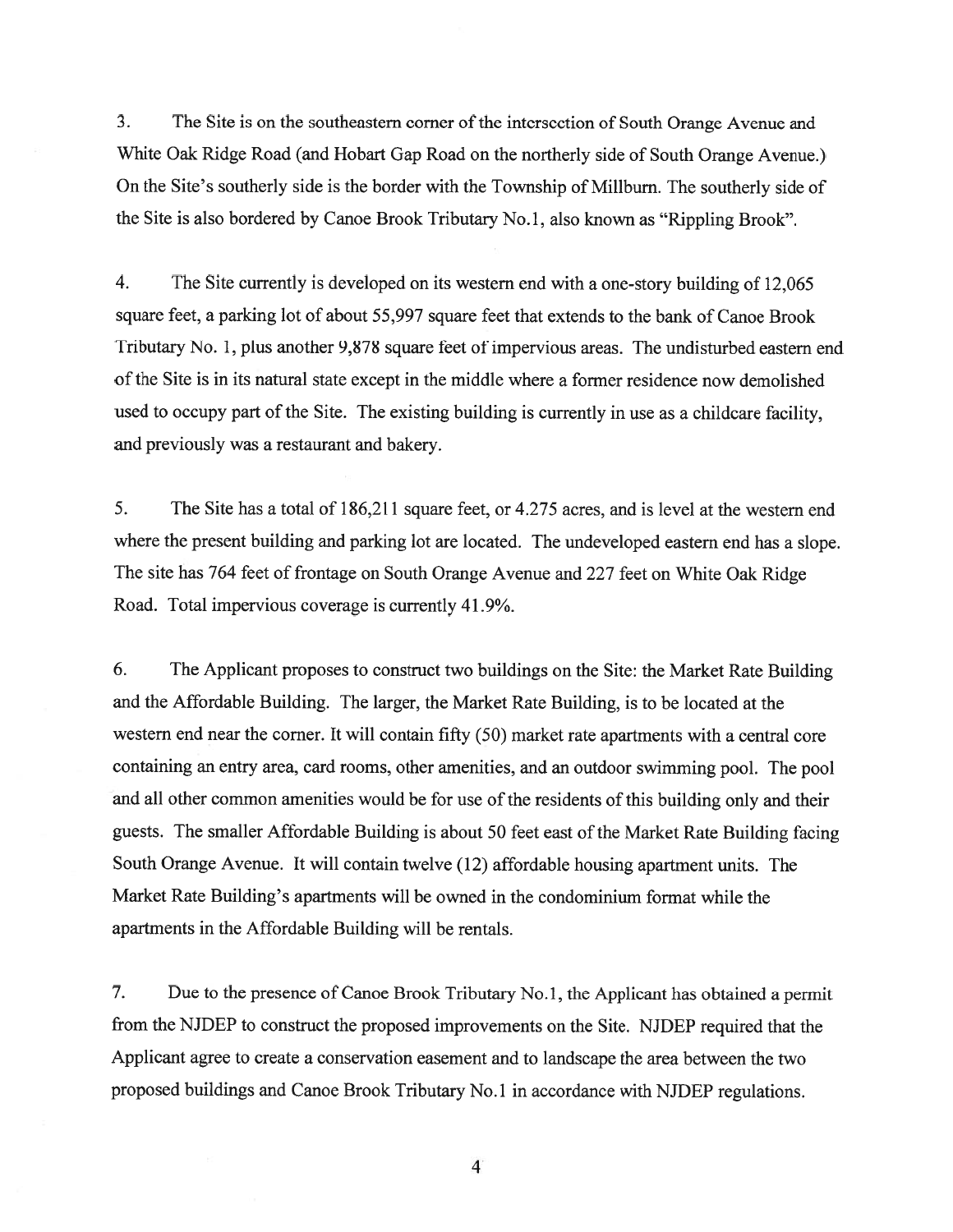3. The Site is on the southeastern corner of the intersection of South Orange Avenue and White Oak Ridge Road (and Hobart Gap Road on the northerly side of South Orange Avenue.) On the Site's southerly side is the border with the Township of Millburn. The southerly side of the Site is also bordered by Canoe Brook Tributary No.1, also known as "Rippling Brook".

4. The Site currently is developed on its western end with a one-story building of 12,065 square feet, a parking lot of about 55,997 square feet that extends to the bank of Canoe Brook Tributary No. 1, plus another 9,878 square feet of impervious areas. The undisturbed eastern end of the Site is in its natural state except in the middle where a former residence now demolished used to occupy part of the Site. The existing building is currently in use as a childcare facility, and previously was a restaurant and bakery.

5. The Site has a total of 186,211 square feet, or 4.275 acres, and is level at the western end where the present building and parking lot are located. The undeveloped eastern end has a slope. The site has 764 feet of frontage on South Orange Avenue and 227 feet on White Oak Ridge Road. Total impervious coverage is currently 41.9%.

6. The Applicant proposes to construct two buildings on the Site: the Market Rate Building and the Affordable Building. The larger, the Market Rate Building, is to be located at the western end near the corner. It will contain fifty (50) market rate apartments with a central core containing an entry area, card rooms, other amenities, and an outdoor swimming pool. The pool and all other common amenities would be for use of the residents of this building only and their guests. The smaller Affordable Building is about 50 feet east of the Market Rate Building facing South Orange Avenue. It will contain twelve (12) affordable housing apartment units. The Market Rate Building's apartments will be owned in the condominium format while the apartments in the Affordable Building will be rentals.

7. Due to the presence of Canoe Brook Tributary No.1, the Applicant has obtained a permit from the NJDEP to construct the proposed improvements on the Site. NJDEP required that the Applicant agree to create a conservation easement and to landscape the area between the two proposed buildings and Canoe Brook Tributary No.1 in accordance with NJDEP regulations.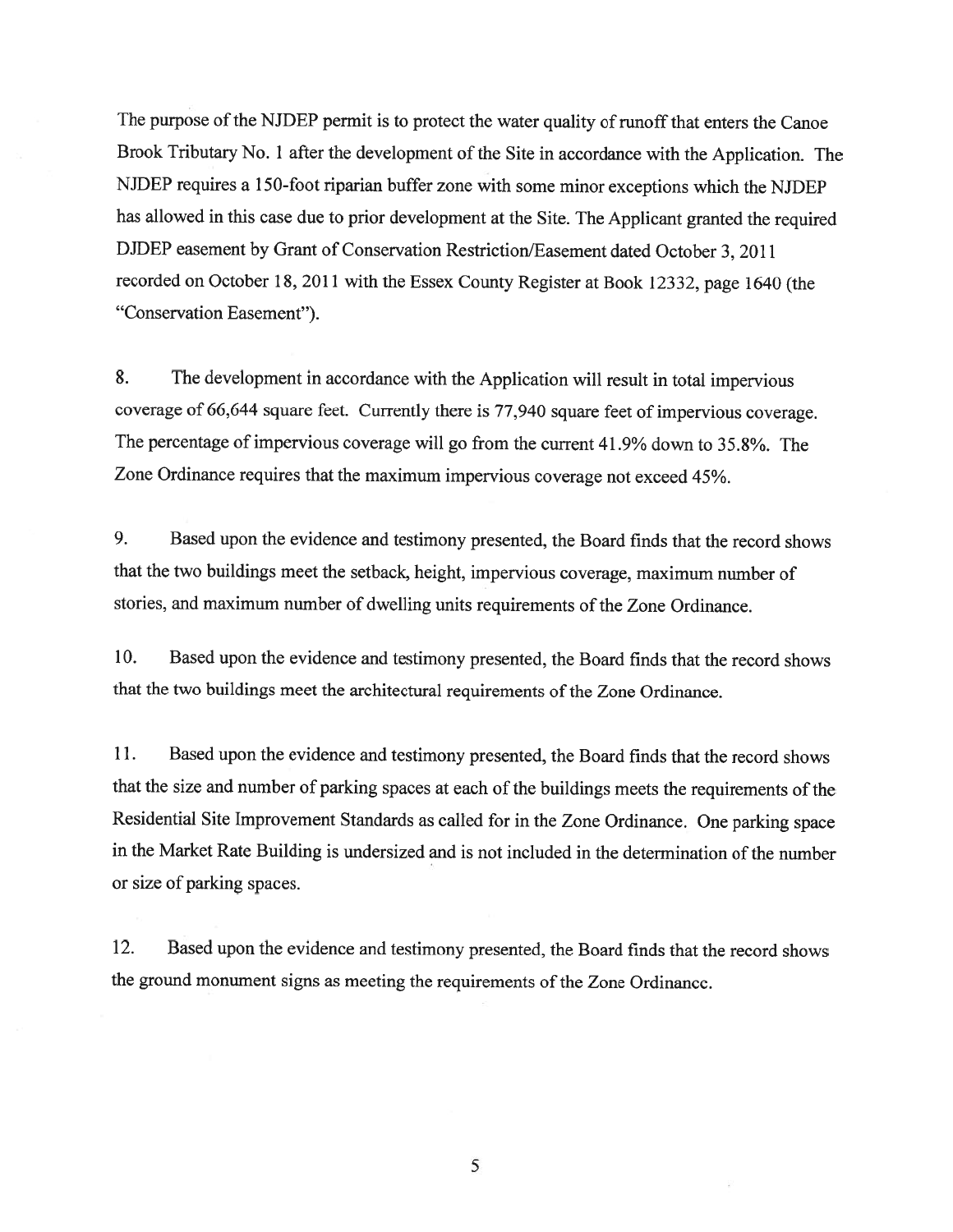The purpose of the NJDEP permit is to protect the water quality of runoff that enters the Canoe Brook Tributary No. 1 after the development of the Site in accordance with the Application. The NJDEP requires a 150-foot riparian buffer zone with some minor exceptions which the NJDEP has allowed in this case due to prior development at the Site. The Applicant granted the required DJDEP easement by Grant of Conservation Restriction/Easement dated October 3, 2011 recorded on October 18, 2011 with the Essex County Register at Book 12332, page 1640 (the "Conservation Easement").

8. The development in accordance with the Application will result in total impervious coverage of 66,644 square feet. Currently there is 77,940 square feet of impervious coverage. The percentage of impervious coverage will go from the current 41.9% down to 35.8%. The Zone Ordinance requires that the maximum impervious coverage not exceed 45%.

9. Based upon the evidence and testimony presented, the Board finds that the record shows that the two buildings meet the setback, height, impervious coverage, maximum number of stories, and maximum number of dwelling units requirements of the Zone Ordinance.

10. Based upon the evidence and testimony presented, the Board finds that the record shows that the two buildings meet the architectural requirements of the Zone Ordinance.

11. Based upon the evidence and testimony presented, the Board finds that the record shows that the size and number of parking spaces at each of the buildings meets the requirements of the Residential Site Improvement Standards as called for in the Zone Ordinance. One parking space in the Market Rate Building is undersized and is not included in the determination of the number or size of parking spaces.

12. Based upon the evidence and testimony presented, the Board finds that the record shows the ground monument signs as meeting the requirements of the Zone Ordinance.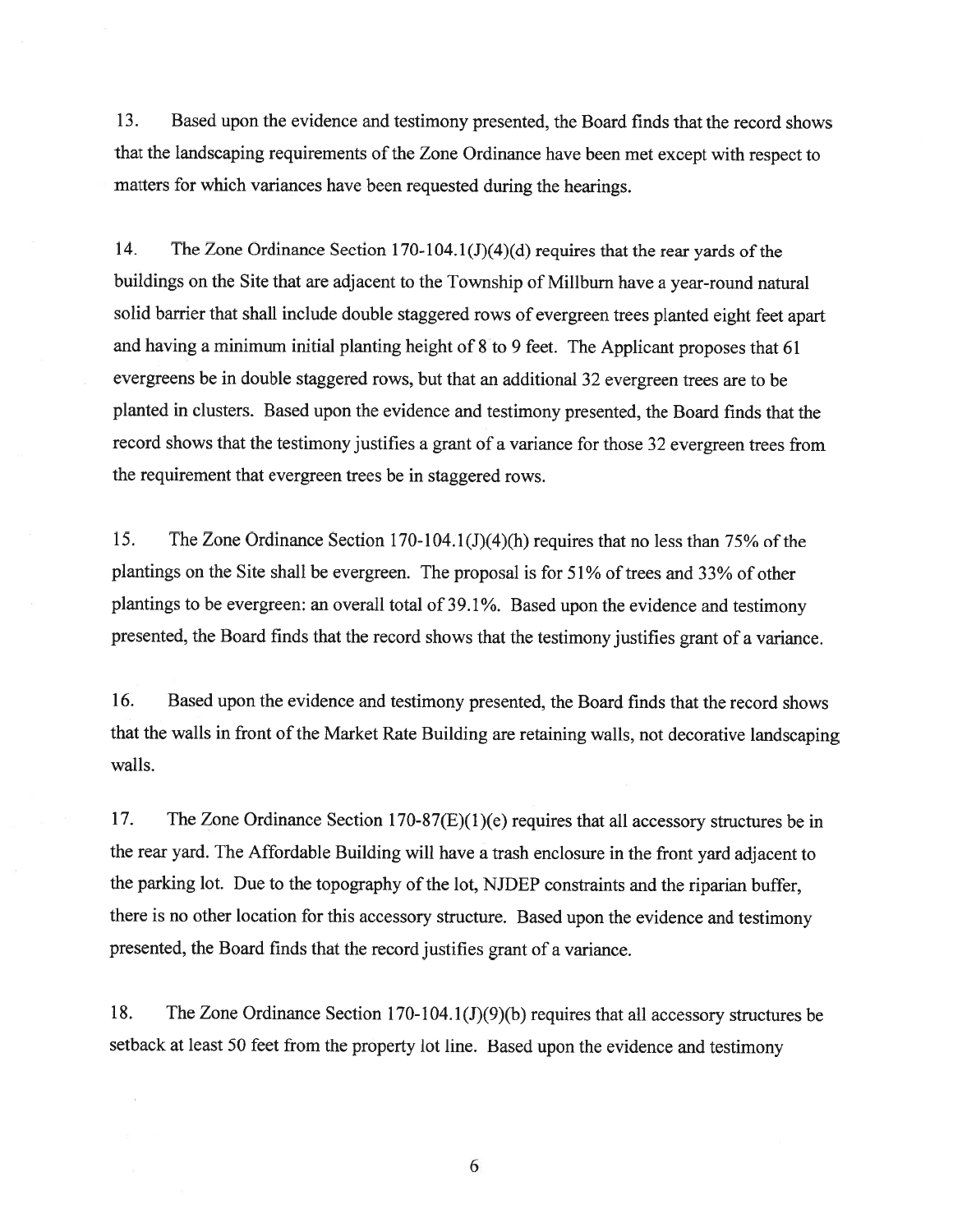13. Based upon the evidence and testimony presented, the Board finds that the record shows that the landscaping requirements of the Zone Ordinance have been met except with respect to matters for which variances have been requested during the hearings.

14. The Zone Ordinance Section 170-104.1(J)(4)(d) requires that the rear yards of the buildings on the Site that are adjacent to the Township of Millburn have a year-round natural solid barrier that shall include double staggered rows of evergreen trees planted eight feet apart and having a minimum initial planting height of 8 to 9 feet. The Applicant proposes that 61 evergreens be in double staggered rows, but that an additional 32 evergreen trees are to be planted in clusters. Based upon the evidence and testimony presented, the Board finds that the record shows that the testimony justifies a grant of a variance for those 32 evergreen trees from the requirement that evergreen trees be in staggered rows.

15. The Zone Ordinance Section 170-104.1(J)(4)(h) requires that no less than 75% of the plantings on the Site shall be evergreen. The proposal is for 51% of trees and 33% of other plantings to be evergreen: an overall total of 39.1%. Based upon the evidence and testimony presented, the Board finds that the record shows that the testimony justifies grant of a variance.

16. Based upon the evidence and testimony presented, the Board finds that the record shows that the walls in front of the Market Rate Building are retaining walls, not decorative landscaping walls.

17. The Zone Ordinance Section 170-87(E)(1)(e) requires that all accessory structures be in the rear yard. The Affordable Building will have a trash enclosure in the front yard adjacent to the parking lot. Due to the topography of the lot, NJDEP constraints and the riparian buffer, there is no other location for this accessory structure. Based upon the evidence and testimony presented, the Board finds that the record justifies grant of a variance.

18. The Zone Ordinance Section 170-104.1(J)(9)(b) requires that all accessory structures be setback at least 50 feet from the property lot line. Based upon the evidence and testimony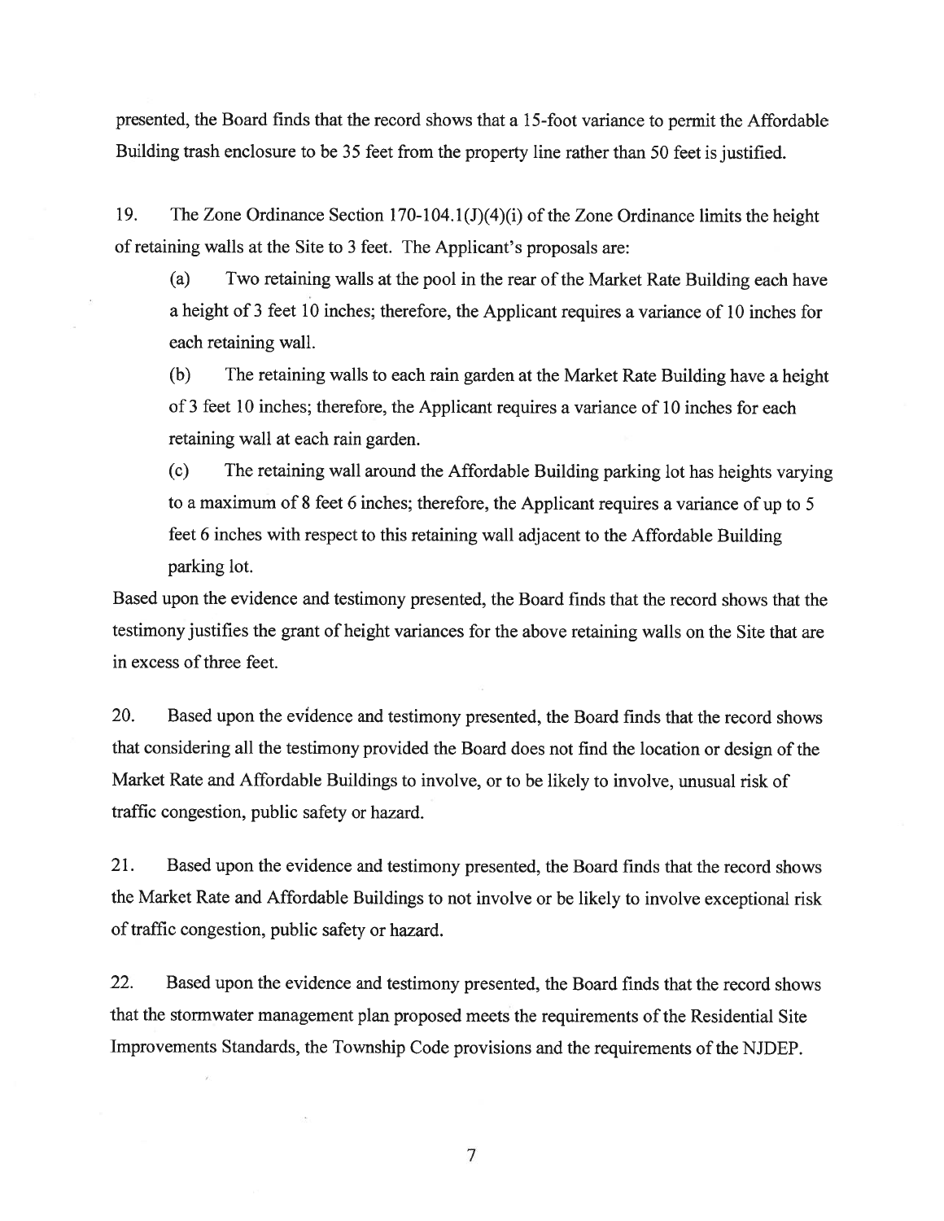presented, the Board finds that the record shows that a 15-foot variance to permit the Affordable Building trash enclosure to be 35 feet from the property line rather than 50 feet is justified.

19. The Zone Ordinance Section 170-104.1(J)(4)(i) of the Zone Ordinance limits the height of retaining walls at the Site to 3 feet. The Applicant's proposals are:

(a) Two retaining walls at the pool in the rear of the Market Rate Building each have a height of 3 feet 10 inches; therefore, the Applicant requires a variance of 10 inches for each retaining wall.

(b) The retaining walls to each rain garden at the Market Rate Building have a height of 3 feet 10 inches; therefore, the Applicant requires a variance of 10 inches for each retaining wall at each rain garden.

(c) The retaining wall around the Affordable Building parking lot has heights varying to a maximum of 8 feet 6 inches; therefore, the Applicant requires a variance of up to 5 feet 6 inches with respect to this retaining wall adjacent to the Affordable Building parking lot.

Based upon the evidence and testimony presented, the Board finds that the record shows that the testimony justifies the grant of height variances for the above retaining walls on the Site that are in excess of three feet.

20. Based upon the evidence and testimony presented, the Board finds that the record shows that considering all the testimony provided the Board does not find the location or design of the Market Rate and Affordable Buildings to involve, or to be likely to involve, unusual risk of traffic congestion, public safety or hazard.

21. Based upon the evidence and testimony presented, the Board finds that the record shows the Market Rate and Affordable Buildings to not involve or be likely to involve exceptional risk of traffic congestion, public safety or hazard.

22. Based upon the evidence and testimony presented, the Board finds that the record shows that the stormwater management plan proposed meets the requirements of the Residential Site Improvements Standards, the Township Code provisions and the requirements of the NJDEP.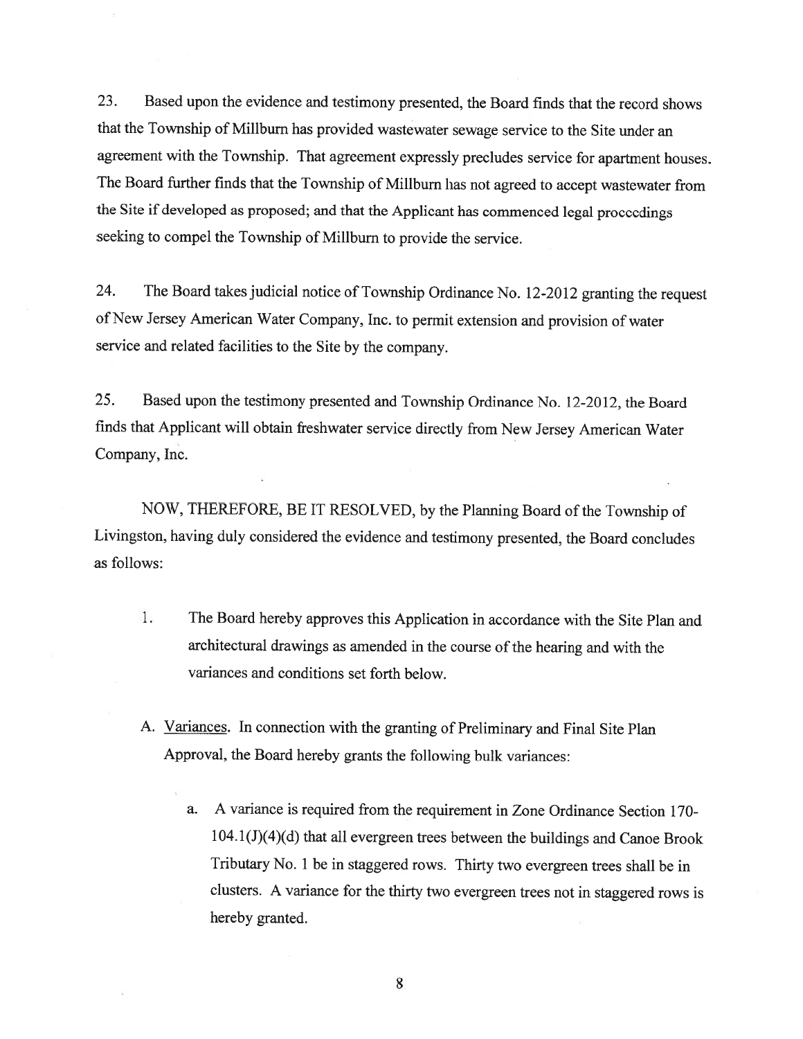23. Based upon the evidence and testimony presented, the Board finds that the record shows that the Township of Millburn has provided wastewater sewage service to the Site under an agreement with the Township. That agreement expressly precludes service for apartment houses. The Board further finds that the Township of Millburn has not agreed to accept wastewater from the Site if developed as proposed; and that the Applicant has commenced legal proceedings seeking to compel the Township of Millburn to provide the service.

24. The Board takes judicial notice of Township Ordinance No. 12-2012 granting the request of New Jersey American Water Company, Inc. to permit extension and provision of water service and related facilities to the Site by the company.

25. Based upon the testimony presented and Township Ordinance No. 12-2012, the Board finds that Applicant will obtain freshwater service directly from New Jersey American Water Company, Inc.

NOW, THEREFORE, BE IT RESOLVED, by the Planning Board of the Township of Livingston, having duly considered the evidence and testimony presented, the Board concludes as follows:

1. The Board hereby approves this Application in accordance with the Site Plan and architectural drawings as amended in the course of the hearing and with the variances and conditions set forth below.

A. Variances. In connection with the granting of Preliminary and Final Site Plan Approval, the Board hereby grants the following bulk variances:

   a. A variance is required from the requirement in Zone Ordinance Section 170-104.1(J)(4)(d) that all evergreen trees between the buildings and Canoe Brook Tributary No. 1 be in staggered rows. Thirty two evergreen trees shall be in clusters. A variance for the thirty two evergreen trees not in staggered rows is hereby granted.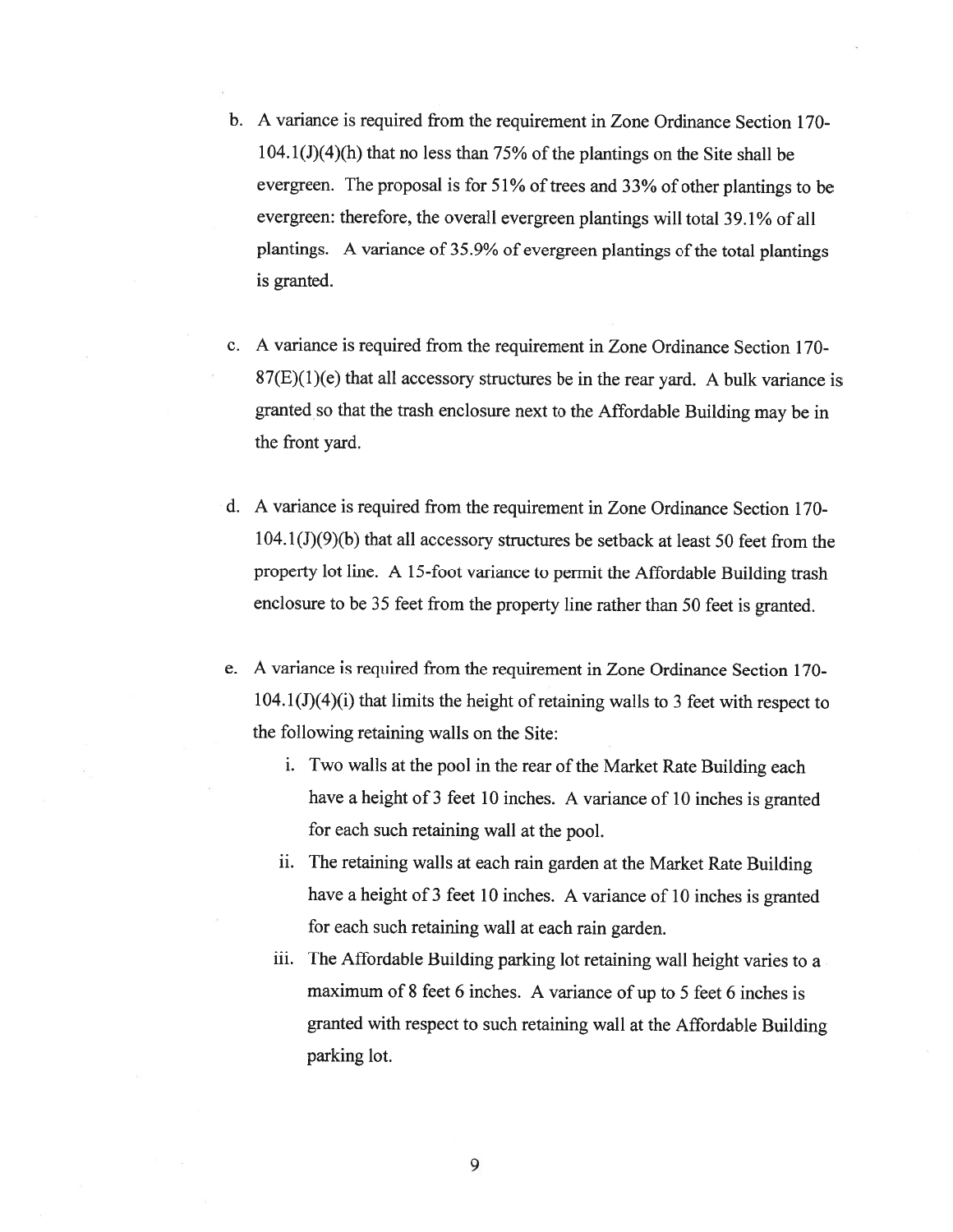b. A variance is required from the requirement in Zone Ordinance Section 170-104.1(J)(4)(h) that no less than 75% of the plantings on the Site shall be evergreen. The proposal is for 51% of trees and 33% of other plantings to be evergreen: therefore, the overall evergreen plantings will total 39.1% of all plantings. A variance of 35.9% of evergreen plantings of the total plantings is granted.

c. A variance is required from the requirement in Zone Ordinance Section 170-87(E)(1)(e) that all accessory structures be in the rear yard. A bulk variance is granted so that the trash enclosure next to the Affordable Building may be in the front yard.

d. A variance is required from the requirement in Zone Ordinance Section 170-104.1(J)(9)(b) that all accessory structures be setback at least 50 feet from the property lot line. A 15-foot variance to permit the Affordable Building trash enclosure to be 35 feet from the property line rather than 50 feet is granted.

e. A variance is required from the requirement in Zone Ordinance Section 170-104.1(J)(4)(i) that limits the height of retaining walls to 3 feet with respect to the following retaining walls on the Site:

   i. Two walls at the pool in the rear of the Market Rate Building each have a height of 3 feet 10 inches. A variance of 10 inches is granted for each such retaining wall at the pool.

   ii. The retaining walls at each rain garden at the Market Rate Building have a height of 3 feet 10 inches. A variance of 10 inches is granted for each such retaining wall at each rain garden.

   iii. The Affordable Building parking lot retaining wall height varies to a maximum of 8 feet 6 inches. A variance of up to 5 feet 6 inches is granted with respect to such retaining wall at the Affordable Building parking lot.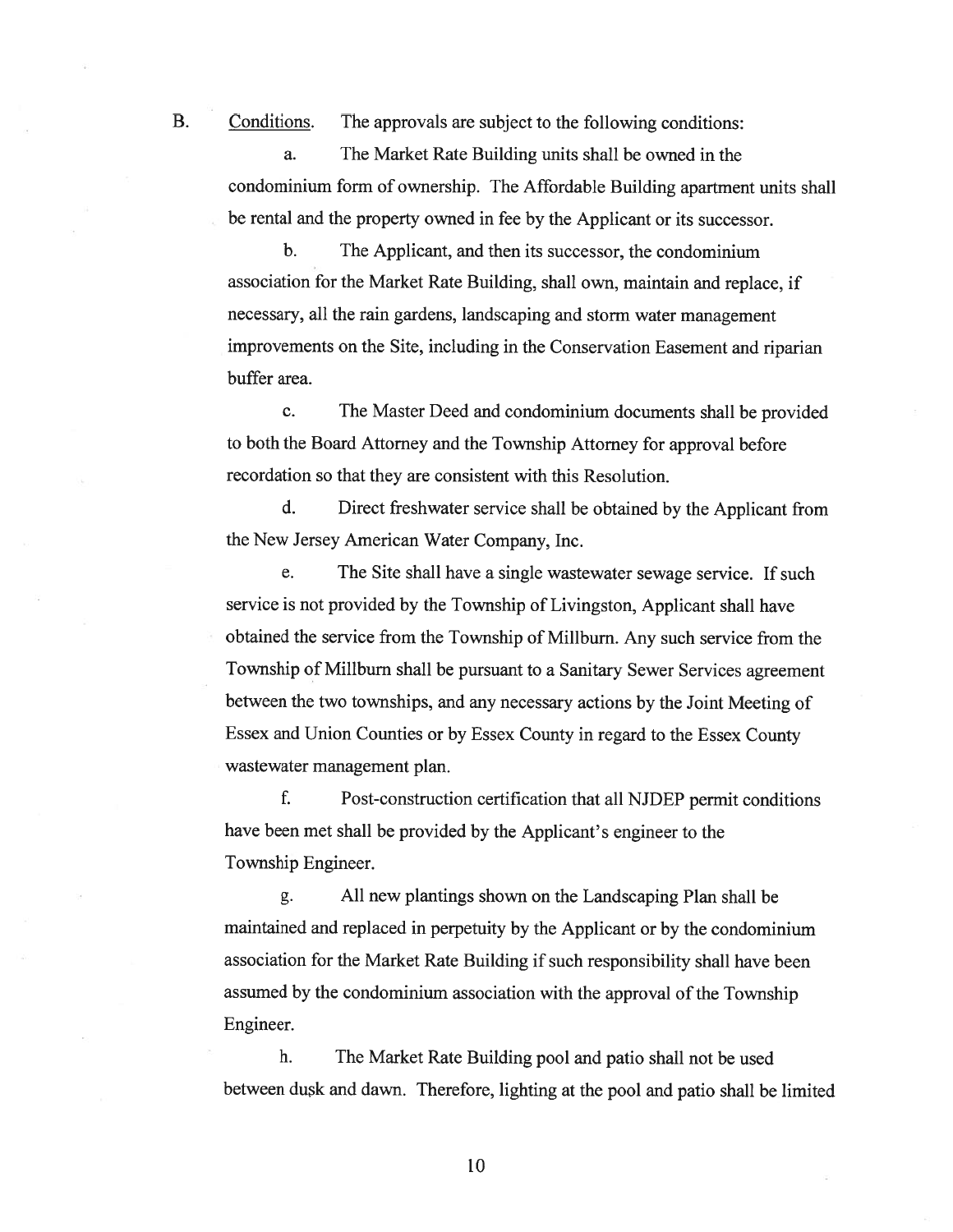B. <u>Conditions</u>. The approvals are subject to the following conditions:

a. The Market Rate Building units shall be owned in the condominium form of ownership. The Affordable Building apartment units shall be rental and the property owned in fee by the Applicant or its successor.

b. The Applicant, and then its successor, the condominium association for the Market Rate Building, shall own, maintain and replace, if necessary, all the rain gardens, landscaping and storm water management improvements on the Site, including in the Conservation Easement and riparian buffer area.

c. The Master Deed and condominium documents shall be provided to both the Board Attorney and the Township Attorney for approval before recordation so that they are consistent with this Resolution.

d. Direct freshwater service shall be obtained by the Applicant from the New Jersey American Water Company, Inc.

e. The Site shall have a single wastewater sewage service. If such service is not provided by the Township of Livingston, Applicant shall have obtained the service from the Township of Millburn. Any such service from the Township of Millburn shall be pursuant to a Sanitary Sewer Services agreement between the two townships, and any necessary actions by the Joint Meeting of Essex and Union Counties or by Essex County in regard to the Essex County wastewater management plan.

f. Post-construction certification that all NJDEP permit conditions have been met shall be provided by the Applicant's engineer to the Township Engineer.

g. All new plantings shown on the Landscaping Plan shall be maintained and replaced in perpetuity by the Applicant or by the condominium association for the Market Rate Building if such responsibility shall have been assumed by the condominium association with the approval of the Township Engineer.

h. The Market Rate Building pool and patio shall not be used between dusk and dawn. Therefore, lighting at the pool and patio shall be limited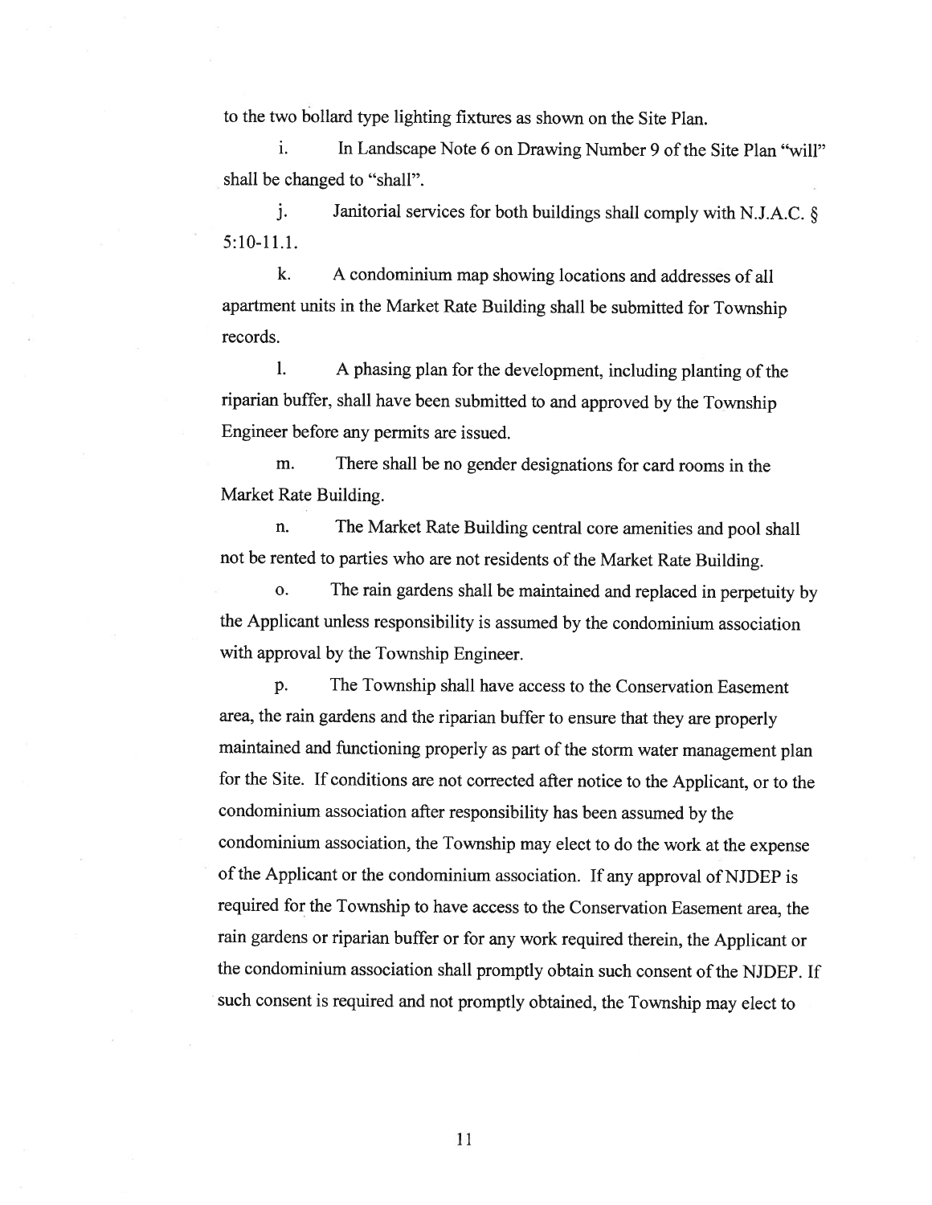to the two bollard type lighting fixtures as shown on the Site Plan.

i. In Landscape Note 6 on Drawing Number 9 of the Site Plan "will" shall be changed to "shall".

j. Janitorial services for both buildings shall comply with N.J.A.C. § 5:10-11.1.

k. A condominium map showing locations and addresses of all apartment units in the Market Rate Building shall be submitted for Township records.

l. A phasing plan for the development, including planting of the riparian buffer, shall have been submitted to and approved by the Township Engineer before any permits are issued.

m. There shall be no gender designations for card rooms in the Market Rate Building.

n. The Market Rate Building central core amenities and pool shall not be rented to parties who are not residents of the Market Rate Building.

o. The rain gardens shall be maintained and replaced in perpetuity by the Applicant unless responsibility is assumed by the condominium association with approval by the Township Engineer.

p. The Township shall have access to the Conservation Easement area, the rain gardens and the riparian buffer to ensure that they are properly maintained and functioning properly as part of the storm water management plan for the Site. If conditions are not corrected after notice to the Applicant, or to the condominium association after responsibility has been assumed by the condominium association, the Township may elect to do the work at the expense of the Applicant or the condominium association. If any approval of NJDEP is required for the Township to have access to the Conservation Easement area, the rain gardens or riparian buffer or for any work required therein, the Applicant or the condominium association shall promptly obtain such consent of the NJDEP. If such consent is required and not promptly obtained, the Township may elect to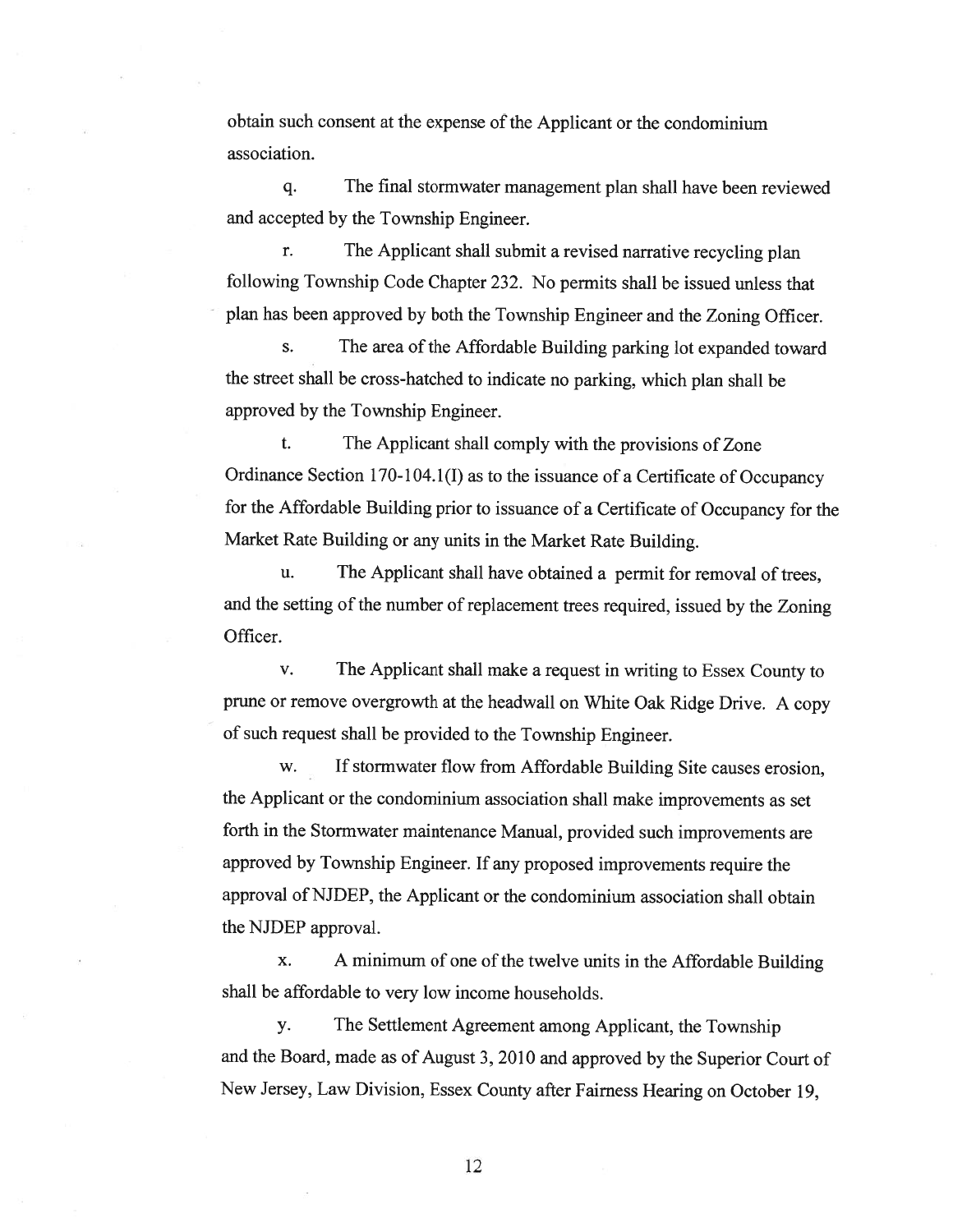obtain such consent at the expense of the Applicant or the condominium association.

q. The final stormwater management plan shall have been reviewed and accepted by the Township Engineer.

r. The Applicant shall submit a revised narrative recycling plan following Township Code Chapter 232. No permits shall be issued unless that plan has been approved by both the Township Engineer and the Zoning Officer.

s. The area of the Affordable Building parking lot expanded toward the street shall be cross-hatched to indicate no parking, which plan shall be approved by the Township Engineer.

t. The Applicant shall comply with the provisions of Zone Ordinance Section 170-104.1(I) as to the issuance of a Certificate of Occupancy for the Affordable Building prior to issuance of a Certificate of Occupancy for the Market Rate Building or any units in the Market Rate Building.

u. The Applicant shall have obtained a permit for removal of trees, and the setting of the number of replacement trees required, issued by the Zoning Officer.

v. The Applicant shall make a request in writing to Essex County to prune or remove overgrowth at the headwall on White Oak Ridge Drive. A copy of such request shall be provided to the Township Engineer.

w. If stormwater flow from Affordable Building Site causes erosion, the Applicant or the condominium association shall make improvements as set forth in the Stormwater maintenance Manual, provided such improvements are approved by Township Engineer. If any proposed improvements require the approval of NJDEP, the Applicant or the condominium association shall obtain the NJDEP approval.

x. A minimum of one of the twelve units in the Affordable Building shall be affordable to very low income households.

y. The Settlement Agreement among Applicant, the Township and the Board, made as of August 3, 2010 and approved by the Superior Court of New Jersey, Law Division, Essex County after Fairness Hearing on October 19,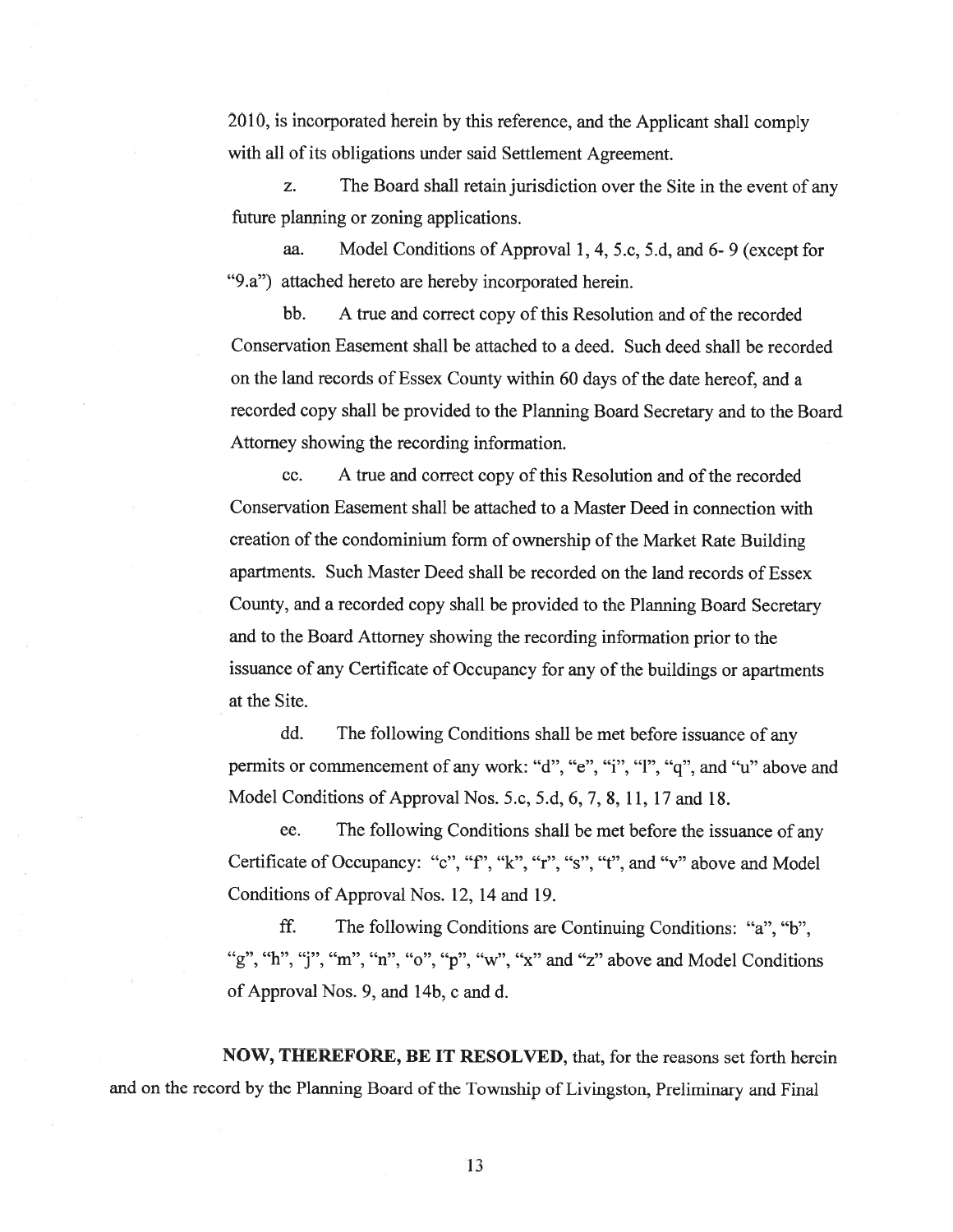2010, is incorporated herein by this reference, and the Applicant shall comply with all of its obligations under said Settlement Agreement.

z. The Board shall retain jurisdiction over the Site in the event of any future planning or zoning applications.

aa. Model Conditions of Approval 1, 4, 5.c, 5.d, and 6- 9 (except for "9.a") attached hereto are hereby incorporated herein.

bb. A true and correct copy of this Resolution and of the recorded Conservation Easement shall be attached to a deed. Such deed shall be recorded on the land records of Essex County within 60 days of the date hereof, and a recorded copy shall be provided to the Planning Board Secretary and to the Board Attorney showing the recording information.

cc. A true and correct copy of this Resolution and of the recorded Conservation Easement shall be attached to a Master Deed in connection with creation of the condominium form of ownership of the Market Rate Building apartments. Such Master Deed shall be recorded on the land records of Essex County, and a recorded copy shall be provided to the Planning Board Secretary and to the Board Attorney showing the recording information prior to the issuance of any Certificate of Occupancy for any of the buildings or apartments at the Site.

dd. The following Conditions shall be met before issuance of any permits or commencement of any work: "d", "e", "i", "l", "q", and "u" above and Model Conditions of Approval Nos. 5.c, 5.d, 6, 7, 8, 11, 17 and 18.

ee. The following Conditions shall be met before the issuance of any Certificate of Occupancy: "c", "f", "k", "r", "s", "t", and "v" above and Model Conditions of Approval Nos. 12, 14 and 19.

ff. The following Conditions are Continuing Conditions: "a", "b", "g", "h", "j", "m", "n", "o", "p", "w", "x" and "z" above and Model Conditions of Approval Nos. 9, and 14b, c and d.

**NOW, THEREFORE, BE IT RESOLVED**, that, for the reasons set forth herein and on the record by the Planning Board of the Township of Livingston, Preliminary and Final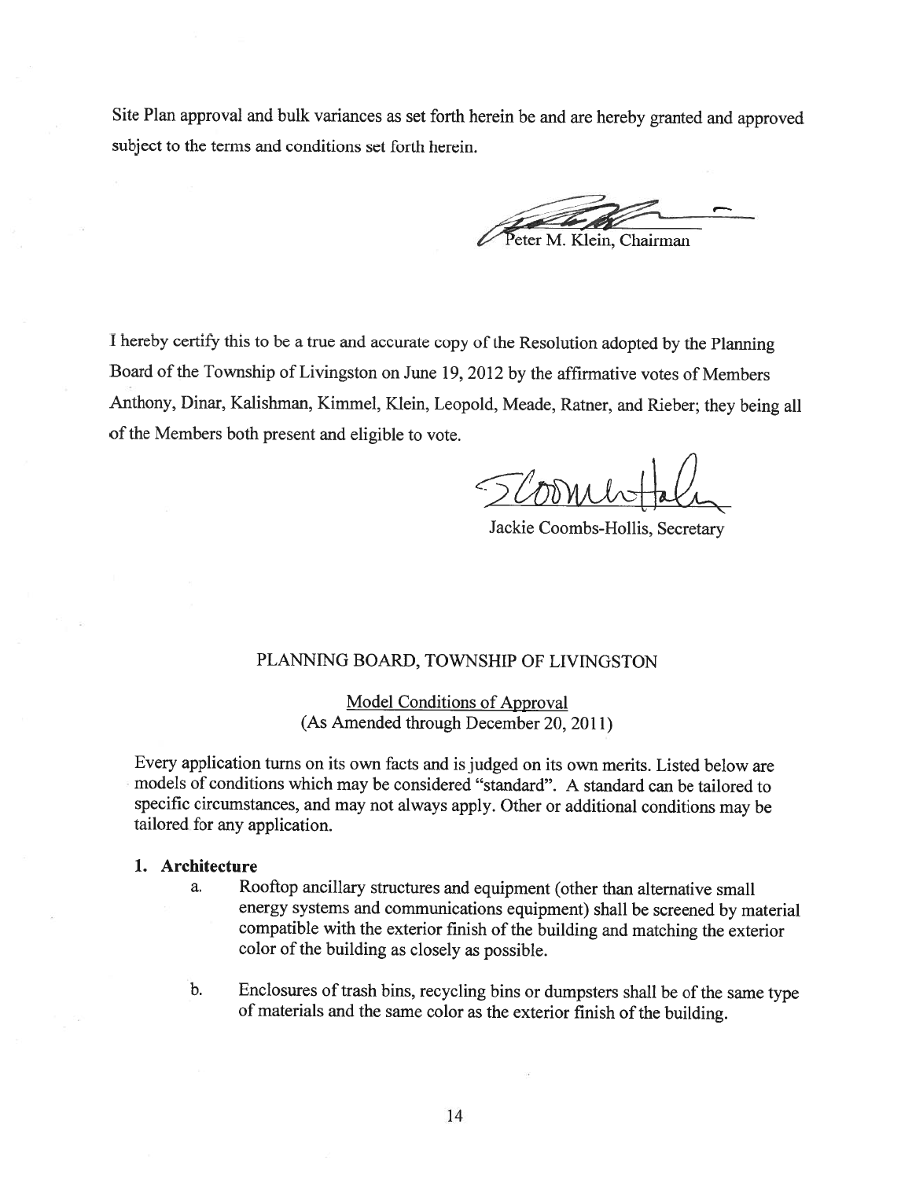Site Plan approval and bulk variances as set forth herein be and are hereby granted and approved subject to the terms and conditions set forth herein.

Peter M. Klein, Chairman

I hereby certify this to be a true and accurate copy of the Resolution adopted by the Planning Board of the Township of Livingston on June 19, 2012 by the affirmative votes of Members Anthony, Dinar, Kalishman, Kimmel, Klein, Leopold, Meade, Ratner, and Rieber; they being all of the Members both present and eligible to vote.

Jackie Coombs-Hollis, Secretary

PLANNING BOARD, TOWNSHIP OF LIVINGSTON

Model Conditions of Approval
(As Amended through December 20, 2011)

Every application turns on its own facts and is judged on its own merits. Listed below are models of conditions which may be considered "standard". A standard can be tailored to specific circumstances, and may not always apply. Other or additional conditions may be tailored for any application.

**1. Architecture**

a. Rooftop ancillary structures and equipment (other than alternative small energy systems and communications equipment) shall be screened by material compatible with the exterior finish of the building and matching the exterior color of the building as closely as possible.

b. Enclosures of trash bins, recycling bins or dumpsters shall be of the same type of materials and the same color as the exterior finish of the building.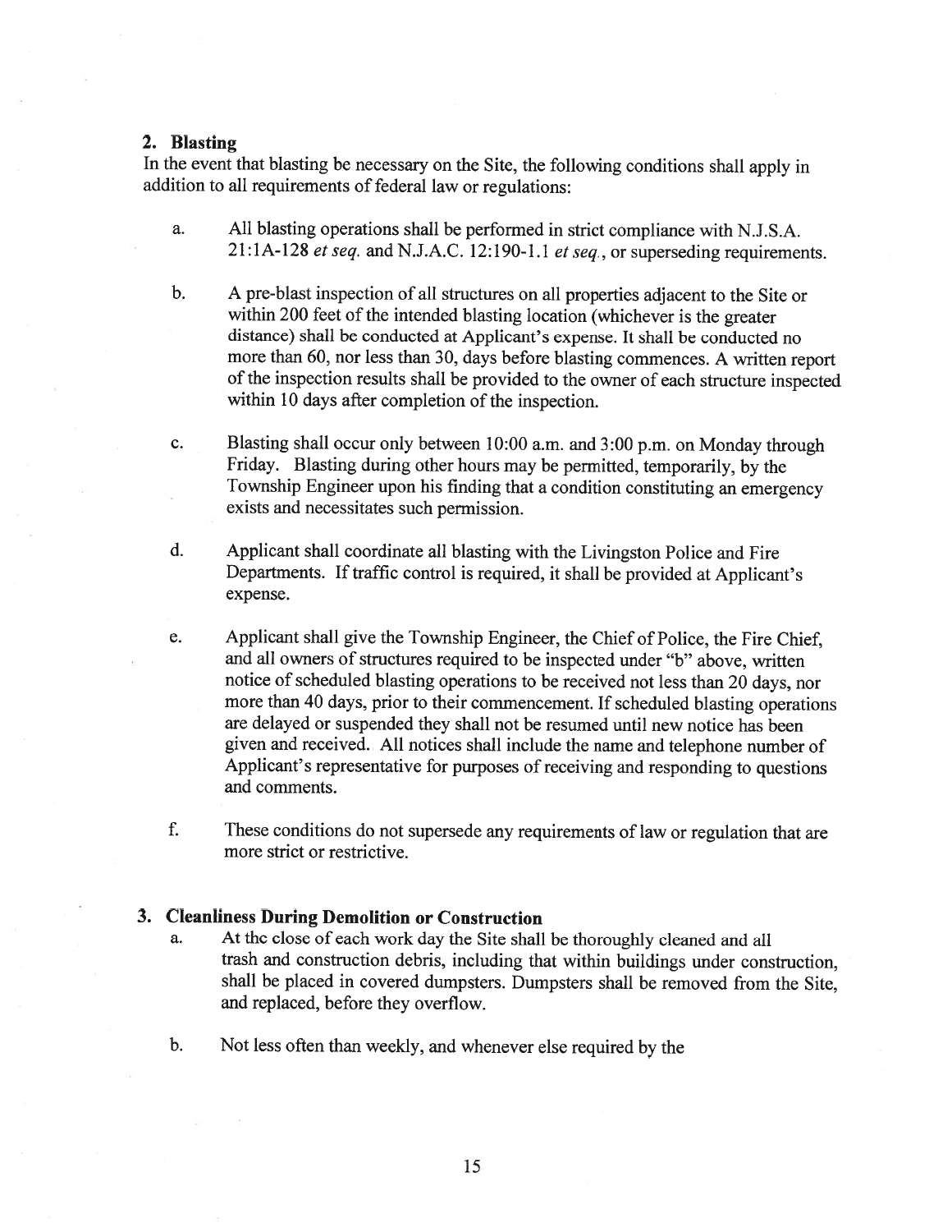## 2. Blasting

In the event that blasting be necessary on the Site, the following conditions shall apply in addition to all requirements of federal law or regulations:

a. All blasting operations shall be performed in strict compliance with N.J.S.A. 21:1A-128 *et seq.* and N.J.A.C. 12:190-1.1 *et seq.*, or superseding requirements.

b. A pre-blast inspection of all structures on all properties adjacent to the Site or within 200 feet of the intended blasting location (whichever is the greater distance) shall be conducted at Applicant's expense. It shall be conducted no more than 60, nor less than 30, days before blasting commences. A written report of the inspection results shall be provided to the owner of each structure inspected within 10 days after completion of the inspection.

c. Blasting shall occur only between 10:00 a.m. and 3:00 p.m. on Monday through Friday. Blasting during other hours may be permitted, temporarily, by the Township Engineer upon his finding that a condition constituting an emergency exists and necessitates such permission.

d. Applicant shall coordinate all blasting with the Livingston Police and Fire Departments. If traffic control is required, it shall be provided at Applicant's expense.

e. Applicant shall give the Township Engineer, the Chief of Police, the Fire Chief, and all owners of structures required to be inspected under "b" above, written notice of scheduled blasting operations to be received not less than 20 days, nor more than 40 days, prior to their commencement. If scheduled blasting operations are delayed or suspended they shall not be resumed until new notice has been given and received. All notices shall include the name and telephone number of Applicant's representative for purposes of receiving and responding to questions and comments.

f. These conditions do not supersede any requirements of law or regulation that are more strict or restrictive.

## 3. Cleanliness During Demolition or Construction

a. At the close of each work day the Site shall be thoroughly cleaned and all trash and construction debris, including that within buildings under construction, shall be placed in covered dumpsters. Dumpsters shall be removed from the Site, and replaced, before they overflow.

b. Not less often than weekly, and whenever else required by the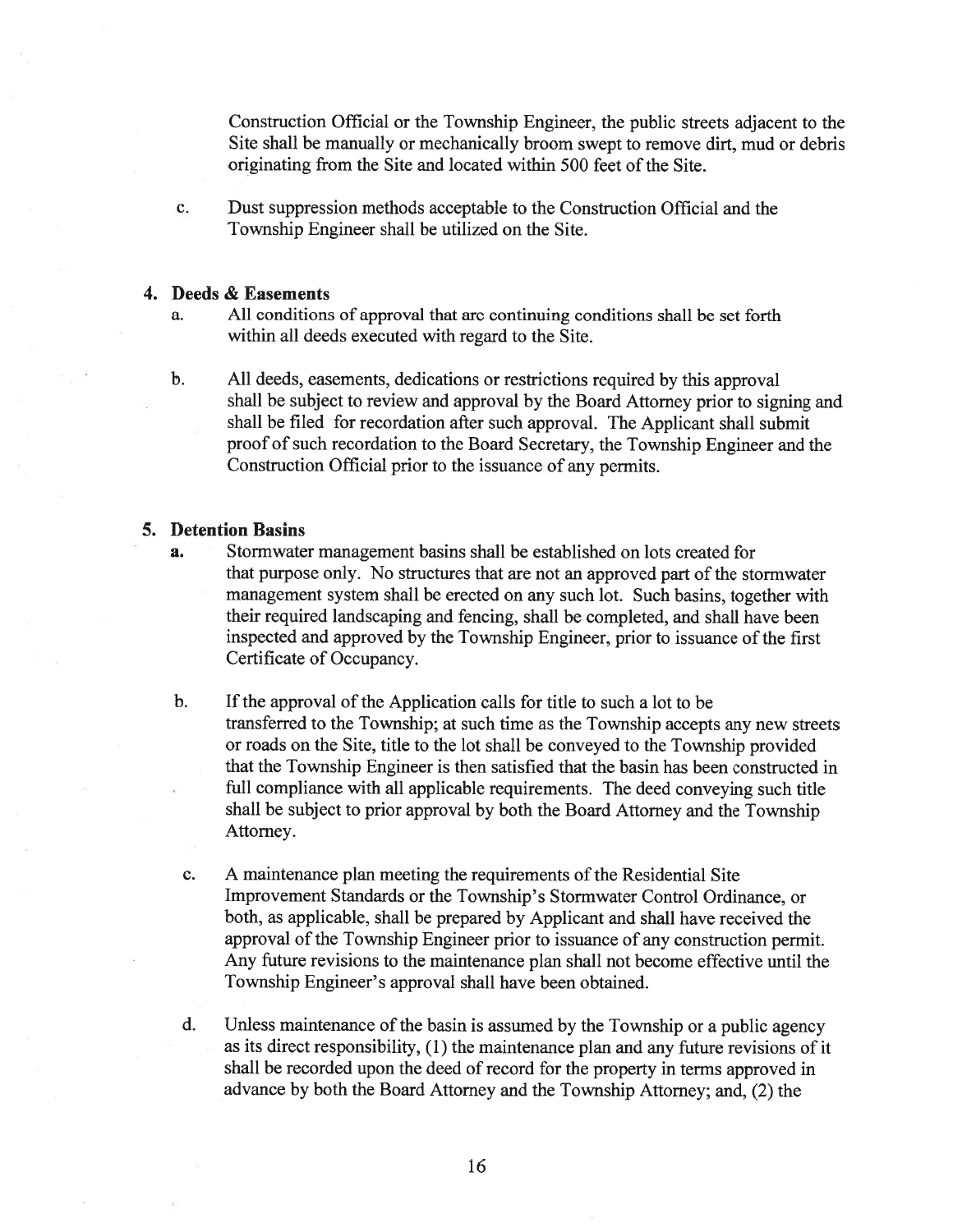Construction Official or the Township Engineer, the public streets adjacent to the Site shall be manually or mechanically broom swept to remove dirt, mud or debris originating from the Site and located within 500 feet of the Site.

c. Dust suppression methods acceptable to the Construction Official and the Township Engineer shall be utilized on the Site.

**4. Deeds & Easements**

a. All conditions of approval that are continuing conditions shall be set forth within all deeds executed with regard to the Site.

b. All deeds, easements, dedications or restrictions required by this approval shall be subject to review and approval by the Board Attorney prior to signing and shall be filed for recordation after such approval. The Applicant shall submit proof of such recordation to the Board Secretary, the Township Engineer and the Construction Official prior to the issuance of any permits.

**5. Detention Basins**

a. Stormwater management basins shall be established on lots created for that purpose only. No structures that are not an approved part of the stormwater management system shall be erected on any such lot. Such basins, together with their required landscaping and fencing, shall be completed, and shall have been inspected and approved by the Township Engineer, prior to issuance of the first Certificate of Occupancy.

b. If the approval of the Application calls for title to such a lot to be transferred to the Township; at such time as the Township accepts any new streets or roads on the Site, title to the lot shall be conveyed to the Township provided that the Township Engineer is then satisfied that the basin has been constructed in full compliance with all applicable requirements. The deed conveying such title shall be subject to prior approval by both the Board Attorney and the Township Attorney.

c. A maintenance plan meeting the requirements of the Residential Site Improvement Standards or the Township's Stormwater Control Ordinance, or both, as applicable, shall be prepared by Applicant and shall have received the approval of the Township Engineer prior to issuance of any construction permit. Any future revisions to the maintenance plan shall not become effective until the Township Engineer's approval shall have been obtained.

d. Unless maintenance of the basin is assumed by the Township or a public agency as its direct responsibility, (1) the maintenance plan and any future revisions of it shall be recorded upon the deed of record for the property in terms approved in advance by both the Board Attorney and the Township Attorney; and, (2) the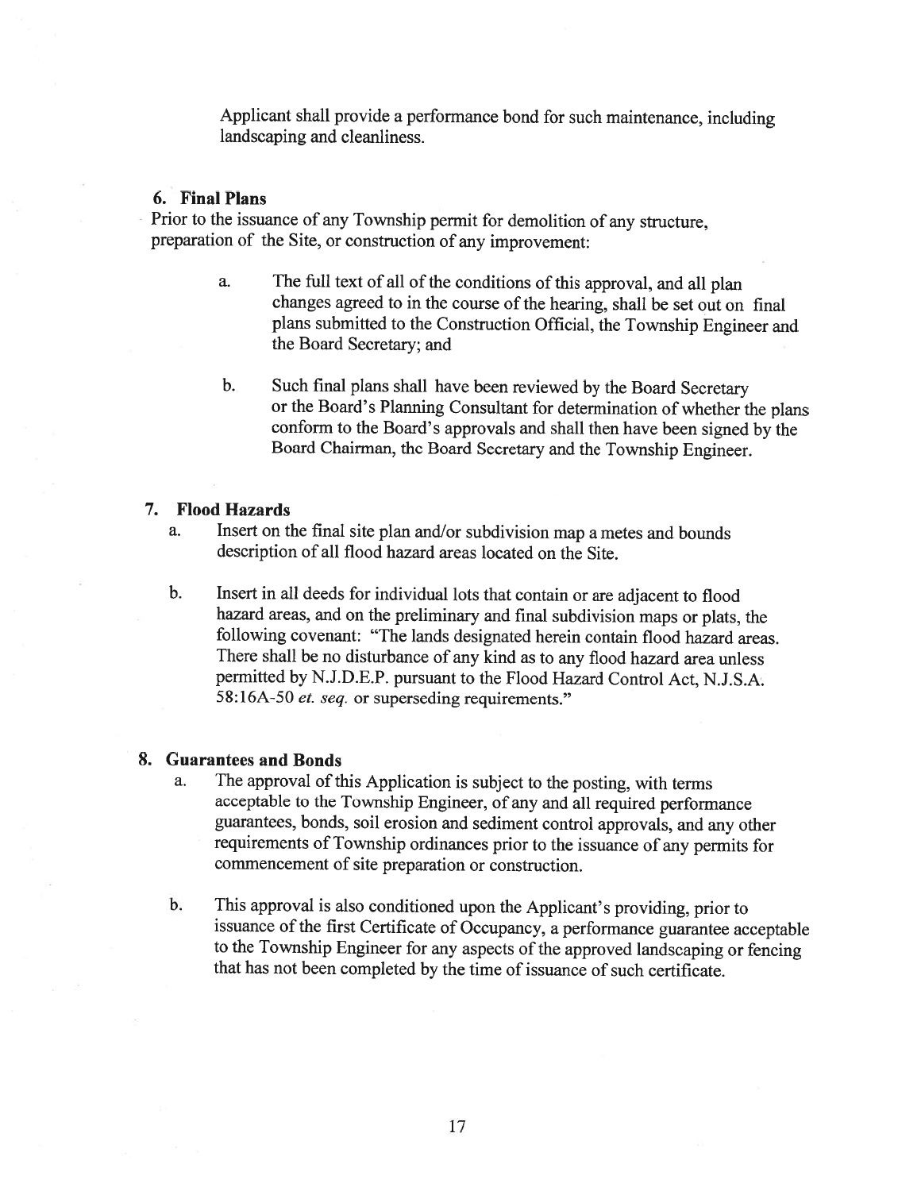Applicant shall provide a performance bond for such maintenance, including landscaping and cleanliness.

**6. Final Plans**

Prior to the issuance of any Township permit for demolition of any structure, preparation of the Site, or construction of any improvement:

a. The full text of all of the conditions of this approval, and all plan changes agreed to in the course of the hearing, shall be set out on final plans submitted to the Construction Official, the Township Engineer and the Board Secretary; and

b. Such final plans shall have been reviewed by the Board Secretary or the Board's Planning Consultant for determination of whether the plans conform to the Board's approvals and shall then have been signed by the Board Chairman, the Board Secretary and the Township Engineer.

**7. Flood Hazards**

a. Insert on the final site plan and/or subdivision map a metes and bounds description of all flood hazard areas located on the Site.

b. Insert in all deeds for individual lots that contain or are adjacent to flood hazard areas, and on the preliminary and final subdivision maps or plats, the following covenant: "The lands designated herein contain flood hazard areas. There shall be no disturbance of any kind as to any flood hazard area unless permitted by N.J.D.E.P. pursuant to the Flood Hazard Control Act, N.J.S.A. 58:16A-50 *et. seq.* or superseding requirements."

**8. Guarantees and Bonds**

a. The approval of this Application is subject to the posting, with terms acceptable to the Township Engineer, of any and all required performance guarantees, bonds, soil erosion and sediment control approvals, and any other requirements of Township ordinances prior to the issuance of any permits for commencement of site preparation or construction.

b. This approval is also conditioned upon the Applicant's providing, prior to issuance of the first Certificate of Occupancy, a performance guarantee acceptable to the Township Engineer for any aspects of the approved landscaping or fencing that has not been completed by the time of issuance of such certificate.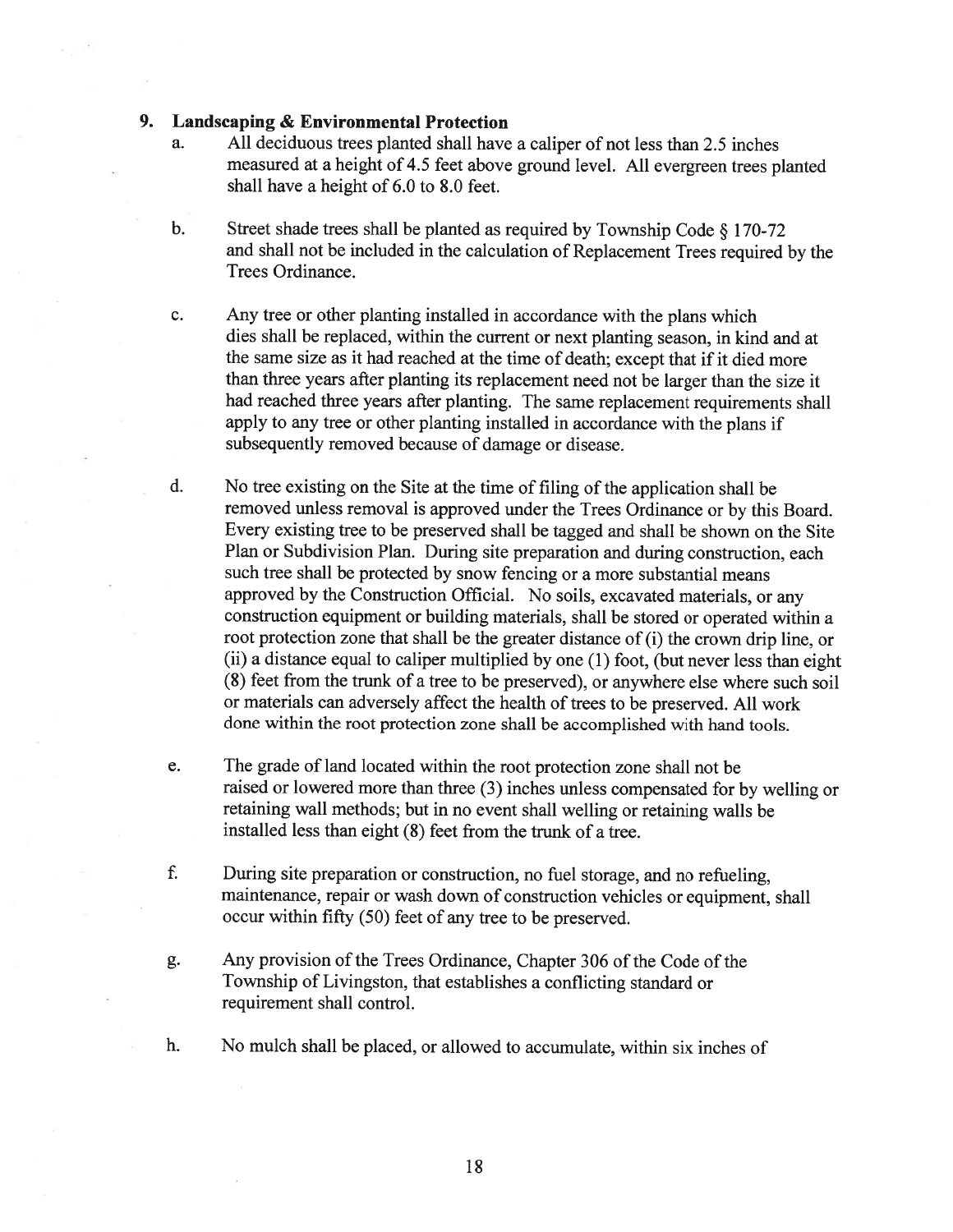**9. Landscaping & Environmental Protection**

a. All deciduous trees planted shall have a caliper of not less than 2.5 inches measured at a height of 4.5 feet above ground level. All evergreen trees planted shall have a height of 6.0 to 8.0 feet.

b. Street shade trees shall be planted as required by Township Code § 170-72 and shall not be included in the calculation of Replacement Trees required by the Trees Ordinance.

c. Any tree or other planting installed in accordance with the plans which dies shall be replaced, within the current or next planting season, in kind and at the same size as it had reached at the time of death; except that if it died more than three years after planting its replacement need not be larger than the size it had reached three years after planting. The same replacement requirements shall apply to any tree or other planting installed in accordance with the plans if subsequently removed because of damage or disease.

d. No tree existing on the Site at the time of filing of the application shall be removed unless removal is approved under the Trees Ordinance or by this Board. Every existing tree to be preserved shall be tagged and shall be shown on the Site Plan or Subdivision Plan. During site preparation and during construction, each such tree shall be protected by snow fencing or a more substantial means approved by the Construction Official. No soils, excavated materials, or any construction equipment or building materials, shall be stored or operated within a root protection zone that shall be the greater distance of (i) the crown drip line, or (ii) a distance equal to caliper multiplied by one (1) foot, (but never less than eight (8) feet from the trunk of a tree to be preserved), or anywhere else where such soil or materials can adversely affect the health of trees to be preserved. All work done within the root protection zone shall be accomplished with hand tools.

e. The grade of land located within the root protection zone shall not be raised or lowered more than three (3) inches unless compensated for by welling or retaining wall methods; but in no event shall welling or retaining walls be installed less than eight (8) feet from the trunk of a tree.

f. During site preparation or construction, no fuel storage, and no refueling, maintenance, repair or wash down of construction vehicles or equipment, shall occur within fifty (50) feet of any tree to be preserved.

g. Any provision of the Trees Ordinance, Chapter 306 of the Code of the Township of Livingston, that establishes a conflicting standard or requirement shall control.

h. No mulch shall be placed, or allowed to accumulate, within six inches of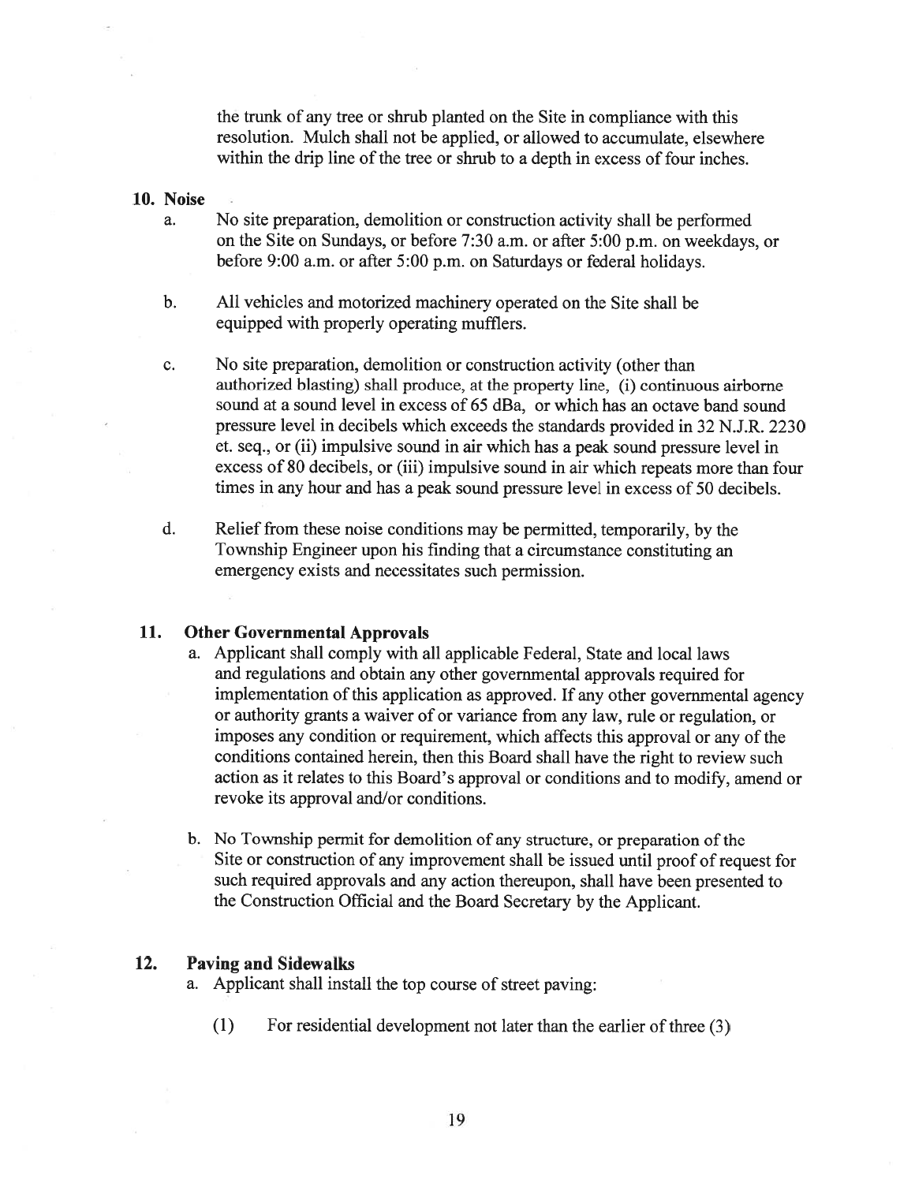the trunk of any tree or shrub planted on the Site in compliance with this resolution. Mulch shall not be applied, or allowed to accumulate, elsewhere within the drip line of the tree or shrub to a depth in excess of four inches.

**10. Noise**

a. No site preparation, demolition or construction activity shall be performed on the Site on Sundays, or before 7:30 a.m. or after 5:00 p.m. on weekdays, or before 9:00 a.m. or after 5:00 p.m. on Saturdays or federal holidays.

b. All vehicles and motorized machinery operated on the Site shall be equipped with properly operating mufflers.

c. No site preparation, demolition or construction activity (other than authorized blasting) shall produce, at the property line, (i) continuous airborne sound at a sound level in excess of 65 dBa, or which has an octave band sound pressure level in decibels which exceeds the standards provided in 32 N.J.R. 2230 et. seq., or (ii) impulsive sound in air which has a peak sound pressure level in excess of 80 decibels, or (iii) impulsive sound in air which repeats more than four times in any hour and has a peak sound pressure level in excess of 50 decibels.

d. Relief from these noise conditions may be permitted, temporarily, by the Township Engineer upon his finding that a circumstance constituting an emergency exists and necessitates such permission.

**11. Other Governmental Approvals**

a. Applicant shall comply with all applicable Federal, State and local laws and regulations and obtain any other governmental approvals required for implementation of this application as approved. If any other governmental agency or authority grants a waiver of or variance from any law, rule or regulation, or imposes any condition or requirement, which affects this approval or any of the conditions contained herein, then this Board shall have the right to review such action as it relates to this Board's approval or conditions and to modify, amend or revoke its approval and/or conditions.

b. No Township permit for demolition of any structure, or preparation of the Site or construction of any improvement shall be issued until proof of request for such required approvals and any action thereupon, shall have been presented to the Construction Official and the Board Secretary by the Applicant.

**12. Paving and Sidewalks**

a. Applicant shall install the top course of street paving:

(1) For residential development not later than the earlier of three (3)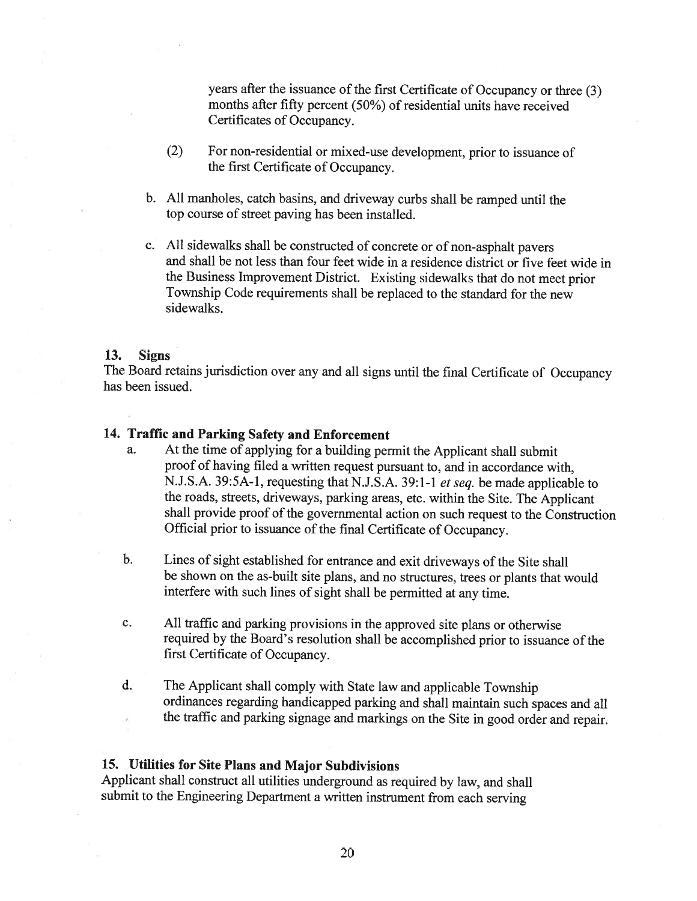years after the issuance of the first Certificate of Occupancy or three (3) months after fifty percent (50%) of residential units have received Certificates of Occupancy.

(2) For non-residential or mixed-use development, prior to issuance of the first Certificate of Occupancy.

b. All manholes, catch basins, and driveway curbs shall be ramped until the top course of street paving has been installed.

c. All sidewalks shall be constructed of concrete or of non-asphalt pavers and shall be not less than four feet wide in a residence district or five feet wide in the Business Improvement District. Existing sidewalks that do not meet prior Township Code requirements shall be replaced to the standard for the new sidewalks.

**13. Signs**

The Board retains jurisdiction over any and all signs until the final Certificate of Occupancy has been issued.

**14. Traffic and Parking Safety and Enforcement**

a. At the time of applying for a building permit the Applicant shall submit proof of having filed a written request pursuant to, and in accordance with, N.J.S.A. 39:5A-1, requesting that N.J.S.A. 39:1-1 *et seq.* be made applicable to the roads, streets, driveways, parking areas, etc. within the Site. The Applicant shall provide proof of the governmental action on such request to the Construction Official prior to issuance of the final Certificate of Occupancy.

b. Lines of sight established for entrance and exit driveways of the Site shall be shown on the as-built site plans, and no structures, trees or plants that would interfere with such lines of sight shall be permitted at any time.

c. All traffic and parking provisions in the approved site plans or otherwise required by the Board's resolution shall be accomplished prior to issuance of the first Certificate of Occupancy.

d. The Applicant shall comply with State law and applicable Township ordinances regarding handicapped parking and shall maintain such spaces and all the traffic and parking signage and markings on the Site in good order and repair.

**15. Utilities for Site Plans and Major Subdivisions**

Applicant shall construct all utilities underground as required by law, and shall submit to the Engineering Department a written instrument from each serving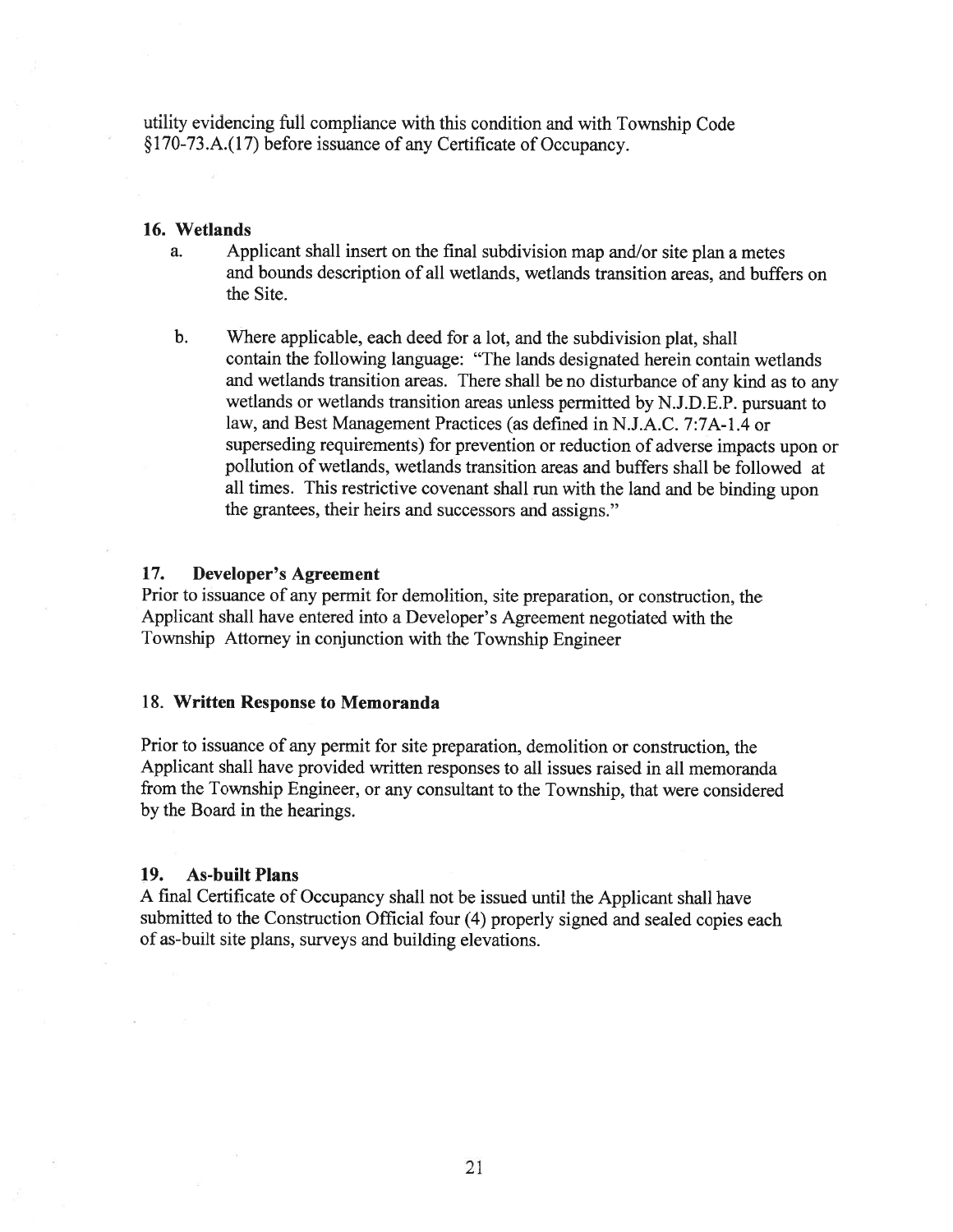utility evidencing full compliance with this condition and with Township Code §170-73.A.(17) before issuance of any Certificate of Occupancy.

**16. Wetlands**

a. Applicant shall insert on the final subdivision map and/or site plan a metes and bounds description of all wetlands, wetlands transition areas, and buffers on the Site.

b. Where applicable, each deed for a lot, and the subdivision plat, shall contain the following language: "The lands designated herein contain wetlands and wetlands transition areas. There shall be no disturbance of any kind as to any wetlands or wetlands transition areas unless permitted by N.J.D.E.P. pursuant to law, and Best Management Practices (as defined in N.J.A.C. 7:7A-1.4 or superseding requirements) for prevention or reduction of adverse impacts upon or pollution of wetlands, wetlands transition areas and buffers shall be followed at all times. This restrictive covenant shall run with the land and be binding upon the grantees, their heirs and successors and assigns."

**17. Developer's Agreement**

Prior to issuance of any permit for demolition, site preparation, or construction, the Applicant shall have entered into a Developer's Agreement negotiated with the Township Attorney in conjunction with the Township Engineer

**18. Written Response to Memoranda**

Prior to issuance of any permit for site preparation, demolition or construction, the Applicant shall have provided written responses to all issues raised in all memoranda from the Township Engineer, or any consultant to the Township, that were considered by the Board in the hearings.

**19. As-built Plans**

A final Certificate of Occupancy shall not be issued until the Applicant shall have submitted to the Construction Official four (4) properly signed and sealed copies each of as-built site plans, surveys and building elevations.